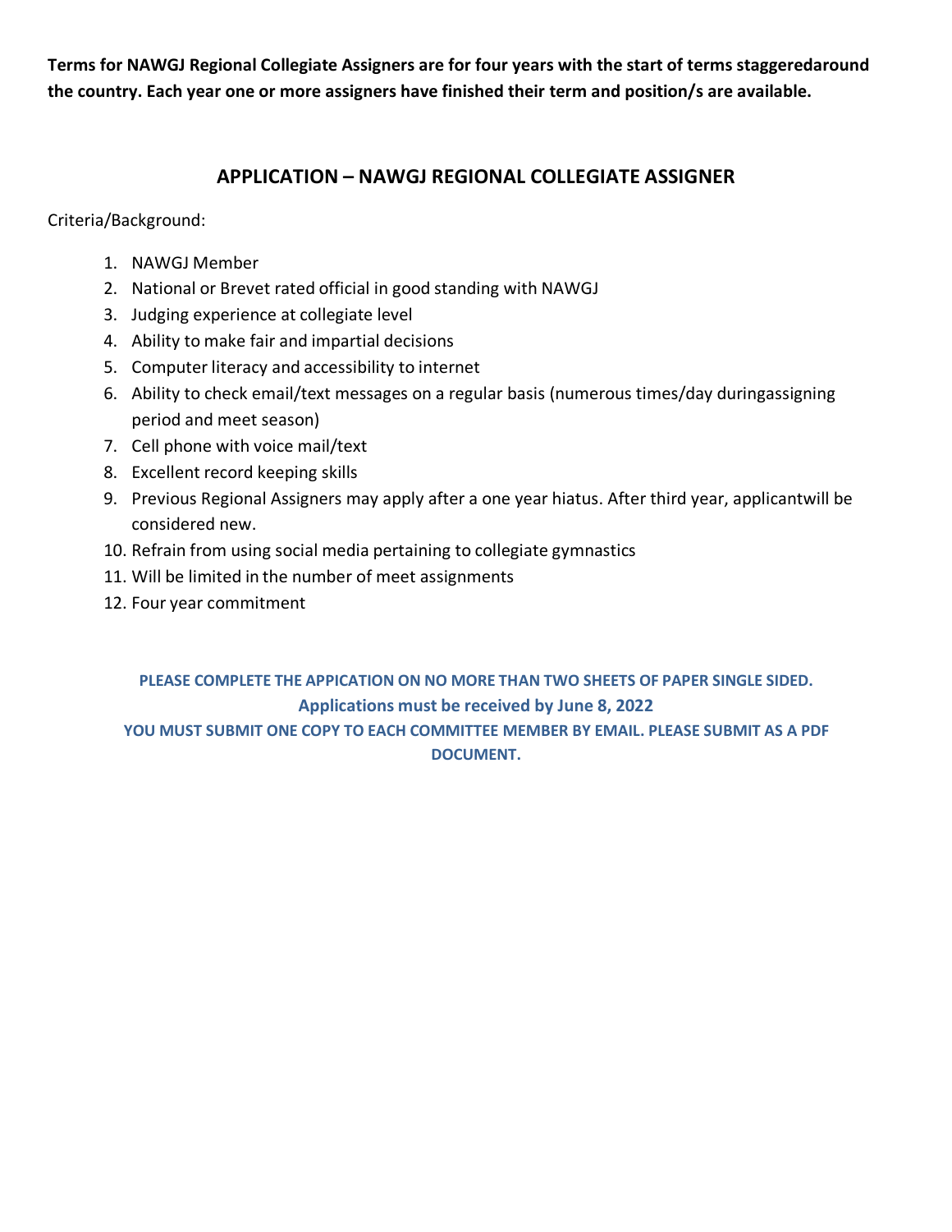**Terms for NAWGJ Regional Collegiate Assigners are for four years with the start of terms staggeredaround the country. Each year one or more assigners have finished their term and position/s are available.**

## APPLICATION – NAWGJ REGIONAL COLLEGIATE ASSIGNER

Criteria/Background:

1. NAWGJ Member
2. National or Brevet rated official in good standing with NAWGJ
3. Judging experience at collegiate level
4. Ability to make fair and impartial decisions
5. Computer literacy and accessibility to internet
6. Ability to check email/text messages on a regular basis (numerous times/day duringassigning period and meet season)
7. Cell phone with voice mail/text
8. Excellent record keeping skills
9. Previous Regional Assigners may apply after a one year hiatus. After third year, applicantwill be considered new.
10. Refrain from using social media pertaining to collegiate gymnastics
11. Will be limited in the number of meet assignments
12. Four year commitment

**PLEASE COMPLETE THE APPICATION ON NO MORE THAN TWO SHEETS OF PAPER SINGLE SIDED.**

**Applications must be received by June 8, 2022**

**YOU MUST SUBMIT ONE COPY TO EACH COMMITTEE MEMBER BY EMAIL. PLEASE SUBMIT AS A PDF DOCUMENT.**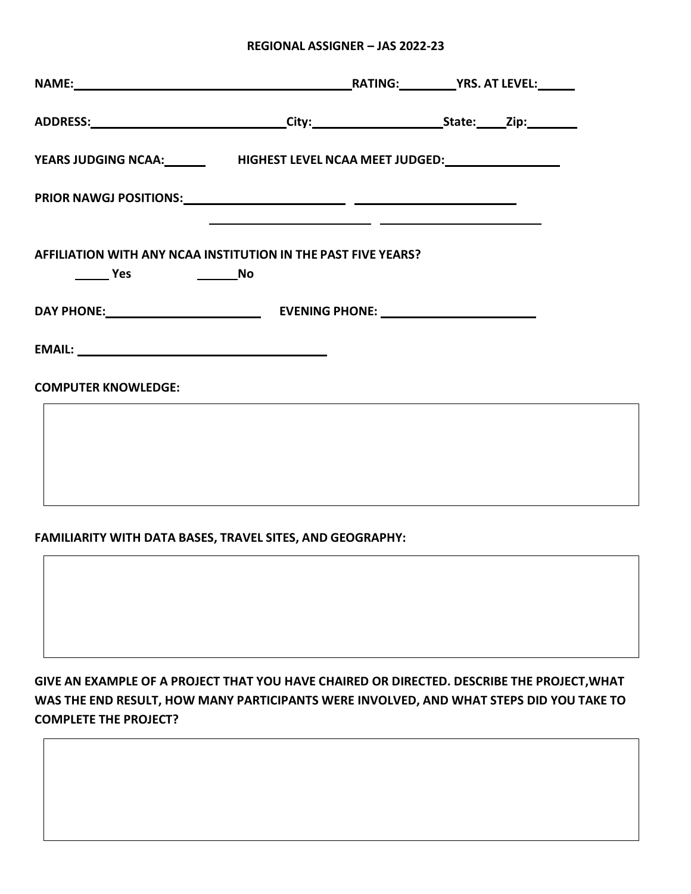**REGIONAL ASSIGNER – JAS 2022-23**

**NAME:** ________________________________________ **RATING:** ________ **YRS. AT LEVEL:** _____

**ADDRESS:** ____________________________ **City:** ___________________ **State:** ____ **Zip:** _______

**YEARS JUDGING NCAA:** ______ **HIGHEST LEVEL NCAA MEET JUDGED:** _________________

**PRIOR NAWGJ POSITIONS:** _______________________ _______________________

_______________________ _______________________

**AFFILIATION WITH ANY NCAA INSTITUTION IN THE PAST FIVE YEARS?**

_____ **Yes** ______ **No**

**DAY PHONE:** _______________________ **EVENING PHONE:** _______________________

**EMAIL:** ____________________________________

**COMPUTER KNOWLEDGE:**

**FAMILIARITY WITH DATA BASES, TRAVEL SITES, AND GEOGRAPHY:**

**GIVE AN EXAMPLE OF A PROJECT THAT YOU HAVE CHAIRED OR DIRECTED. DESCRIBE THE PROJECT,WHAT WAS THE END RESULT, HOW MANY PARTICIPANTS WERE INVOLVED, AND WHAT STEPS DID YOU TAKE TO COMPLETE THE PROJECT?**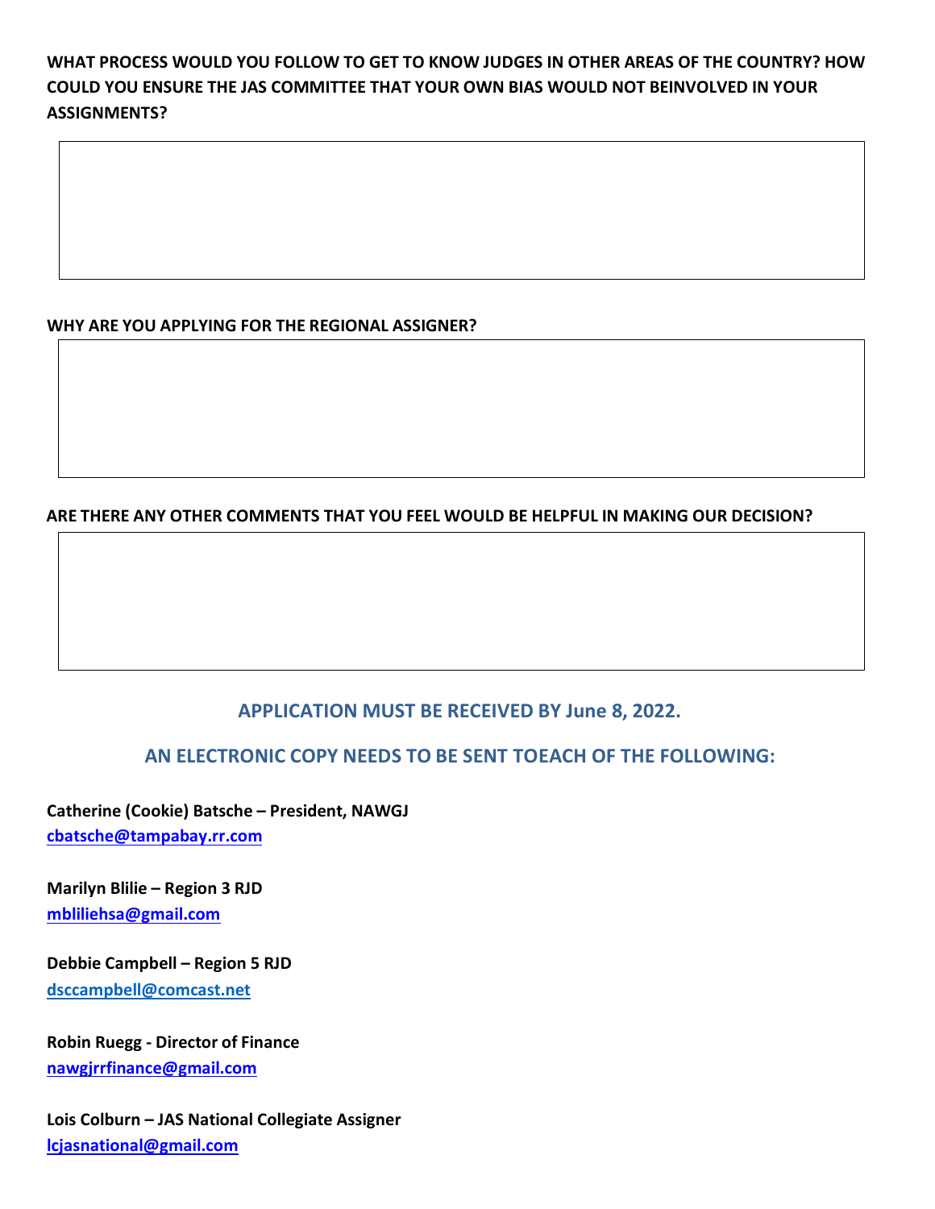**WHAT PROCESS WOULD YOU FOLLOW TO GET TO KNOW JUDGES IN OTHER AREAS OF THE COUNTRY? HOW COULD YOU ENSURE THE JAS COMMITTEE THAT YOUR OWN BIAS WOULD NOT BEINVOLVED IN YOUR ASSIGNMENTS?**

| |
|---|
| |

**WHY ARE YOU APPLYING FOR THE REGIONAL ASSIGNER?**

| |
|---|
| |

**ARE THERE ANY OTHER COMMENTS THAT YOU FEEL WOULD BE HELPFUL IN MAKING OUR DECISION?**

| |
|---|
| |

## APPLICATION MUST BE RECEIVED BY June 8, 2022.

## AN ELECTRONIC COPY NEEDS TO BE SENT TOEACH OF THE FOLLOWING:

**Catherine (Cookie) Batsche – President, NAWGJ**
**cbatsche@tampabay.rr.com**

**Marilyn Blilie – Region 3 RJD**
**mbliliehsa@gmail.com**

**Debbie Campbell – Region 5 RJD**
**dsccampbell@comcast.net**

**Robin Ruegg - Director of Finance**
**nawgjrrfinance@gmail.com**

**Lois Colburn – JAS National Collegiate Assigner**
**lcjasnational@gmail.com**